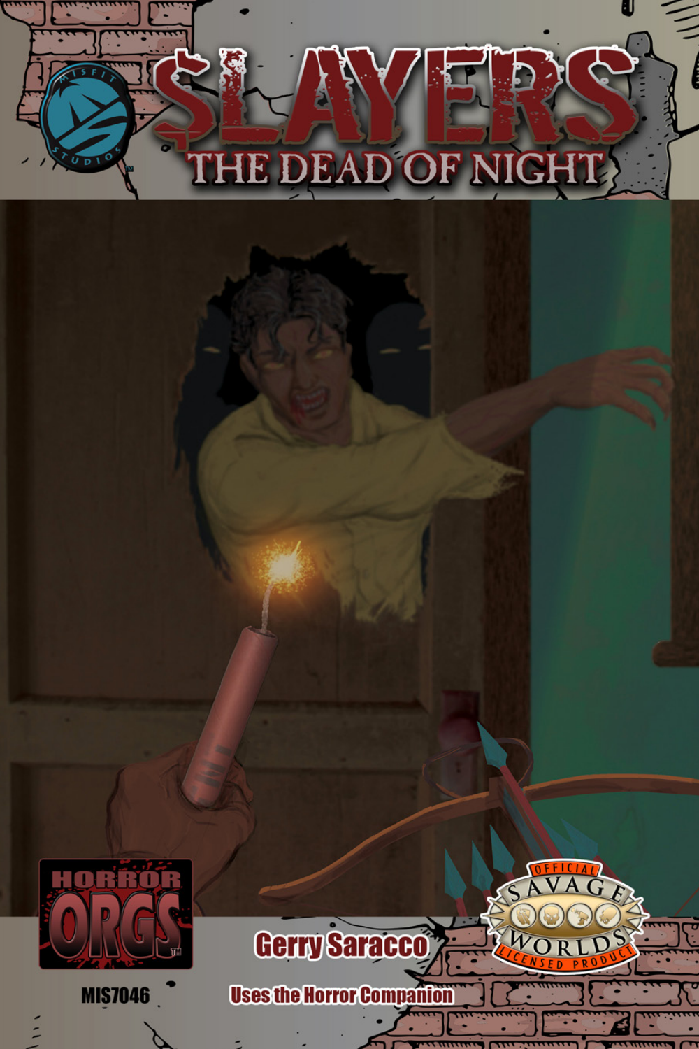# SLAYERS

## THE DEAD OF NIGHT

Misfit Studios

HORROR ORGS

Gerry Saracco

Official Savage Worlds Licensed Product

MIS7046

Uses the Horror Companion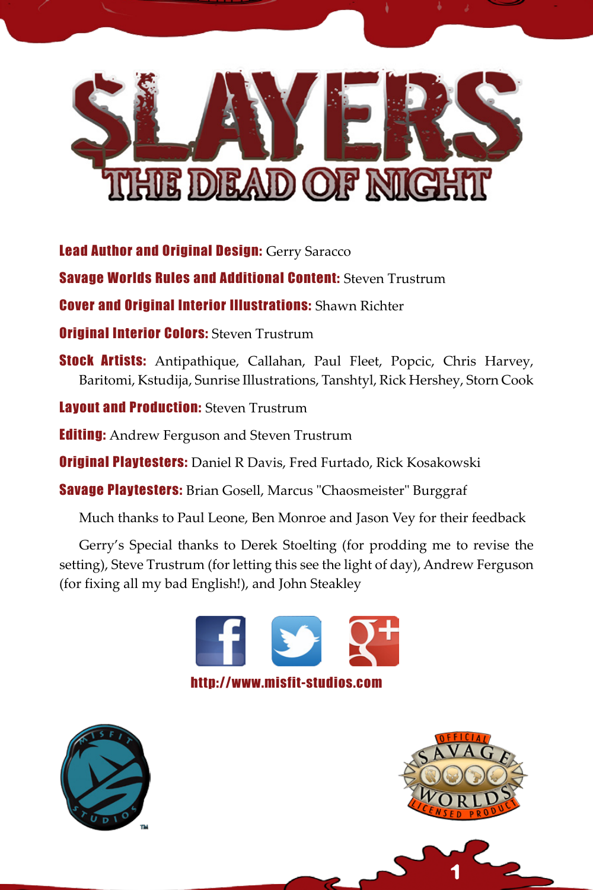# SLAYERS

## THE DEAD OF NIGHT

**Lead Author and Original Design:** Gerry Saracco

**Savage Worlds Rules and Additional Content:** Steven Trustrum

**Cover and Original Interior Illustrations:** Shawn Richter

**Original Interior Colors:** Steven Trustrum

**Stock Artists:** Antipathique, Callahan, Paul Fleet, Popcic, Chris Harvey, Baritomi, Kstudija, Sunrise Illustrations, Tanshtyl, Rick Hershey, Storn Cook

**Layout and Production:** Steven Trustrum

**Editing:** Andrew Ferguson and Steven Trustrum

**Original Playtesters:** Daniel R Davis, Fred Furtado, Rick Kosakowski

**Savage Playtesters:** Brian Gosell, Marcus "Chaosmeister" Burggraf

Much thanks to Paul Leone, Ben Monroe and Jason Vey for their feedback

Gerry's Special thanks to Derek Stoelting (for prodding me to revise the setting), Steve Trustrum (for letting this see the light of day), Andrew Ferguson (for fixing all my bad English!), and John Steakley

**http://www.misfit-studios.com**

MISFIT STUDIOS™

OFFICIAL SAVAGE WORLDS LICENSED PRODUCT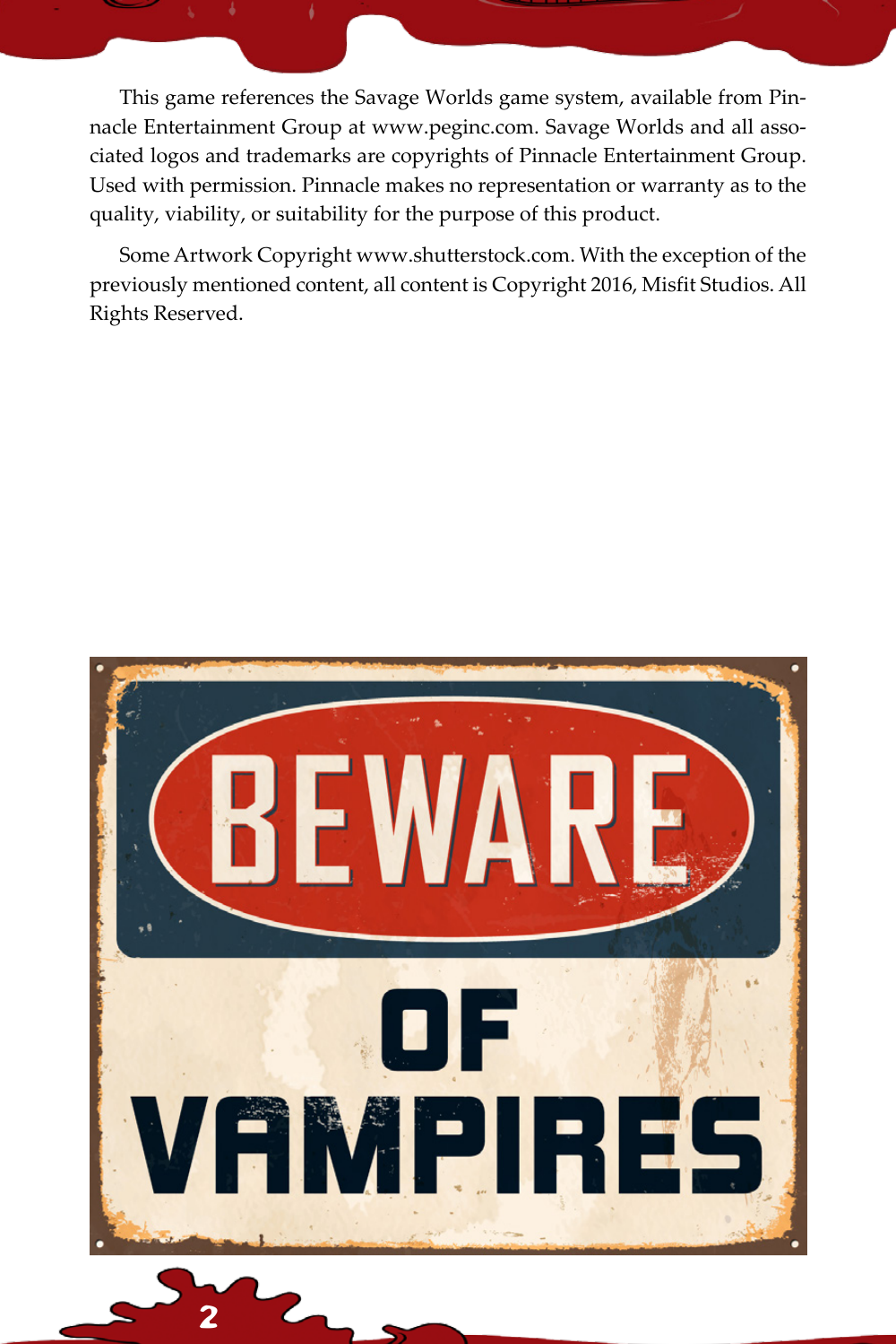This game references the Savage Worlds game system, available from Pinnacle Entertainment Group at www.peginc.com. Savage Worlds and all associated logos and trademarks are copyrights of Pinnacle Entertainment Group. Used with permission. Pinnacle makes no representation or warranty as to the quality, viability, or suitability for the purpose of this product.

Some Artwork Copyright www.shutterstock.com. With the exception of the previously mentioned content, all content is Copyright 2016, Misfit Studios. All Rights Reserved.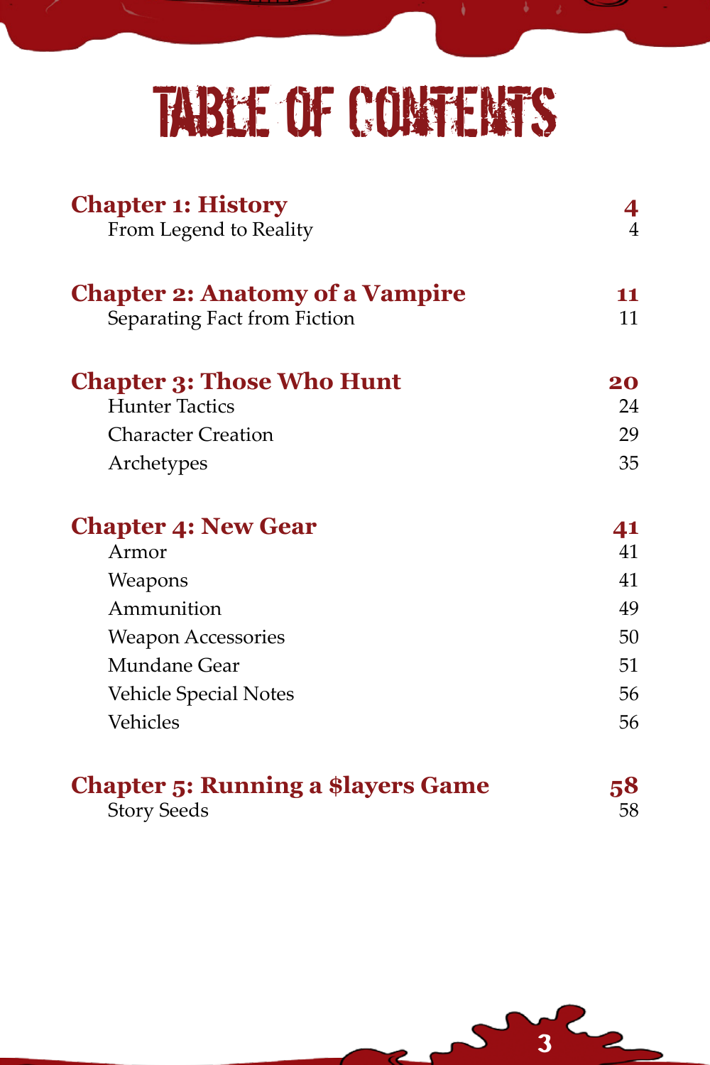# TABLE OF CONTENTS

| | |
|---|---|
| **Chapter 1: History** | **4** |
| From Legend to Reality | 4 |
| **Chapter 2: Anatomy of a Vampire** | **11** |
| Separating Fact from Fiction | 11 |
| **Chapter 3: Those Who Hunt** | **20** |
| Hunter Tactics | 24 |
| Character Creation | 29 |
| Archetypes | 35 |
| **Chapter 4: New Gear** | **41** |
| Armor | 41 |
| Weapons | 41 |
| Ammunition | 49 |
| Weapon Accessories | 50 |
| Mundane Gear | 51 |
| Vehicle Special Notes | 56 |
| Vehicles | 56 |
| **Chapter 5: Running a $layers Game** | **58** |
| Story Seeds | 58 |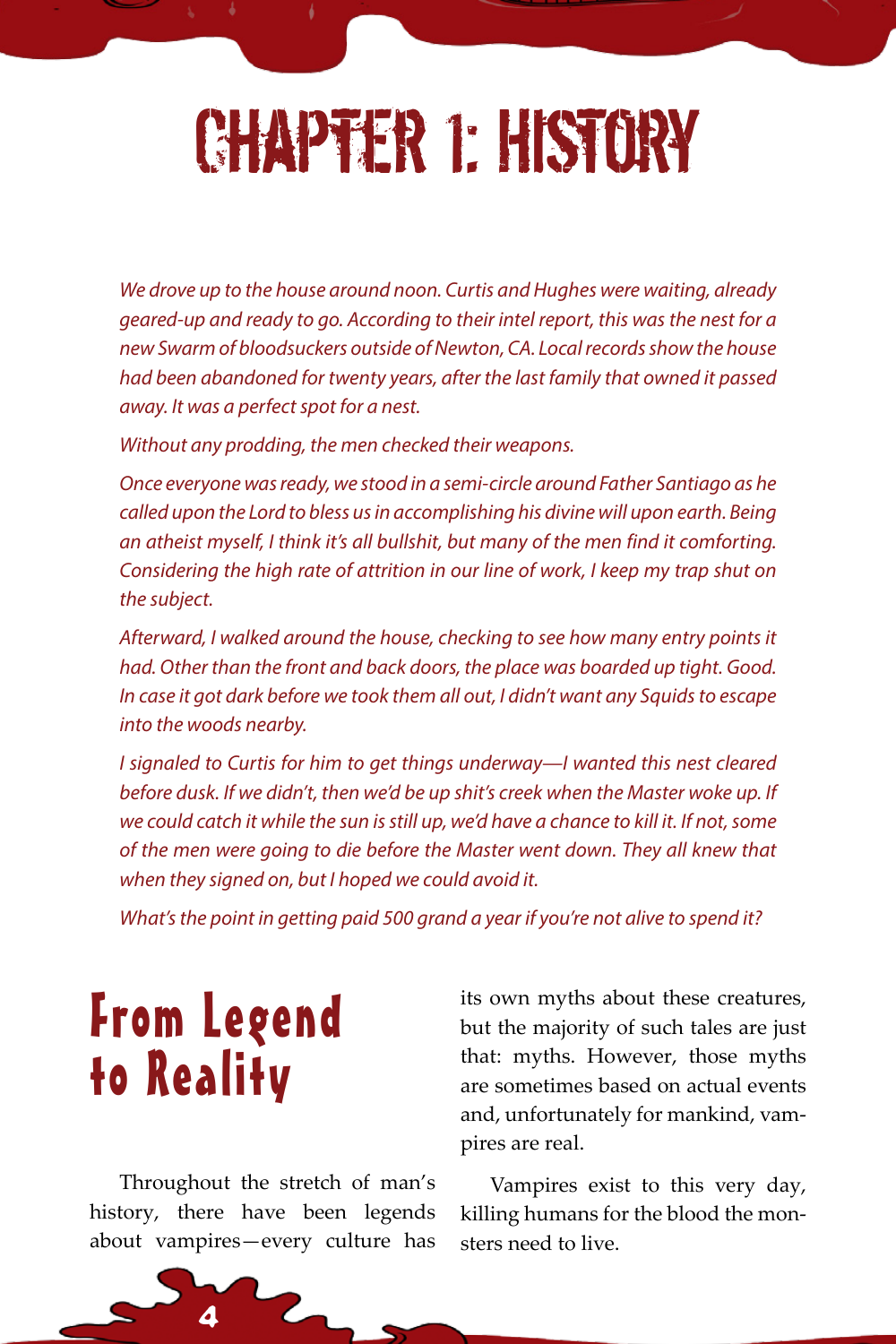# CHAPTER 1: HISTORY

*We drove up to the house around noon. Curtis and Hughes were waiting, already geared-up and ready to go. According to their intel report, this was the nest for a new Swarm of bloodsuckers outside of Newton, CA. Local records show the house had been abandoned for twenty years, after the last family that owned it passed away. It was a perfect spot for a nest.*

*Without any prodding, the men checked their weapons.*

*Once everyone was ready, we stood in a semi-circle around Father Santiago as he called upon the Lord to bless us in accomplishing his divine will upon earth. Being an atheist myself, I think it's all bullshit, but many of the men find it comforting. Considering the high rate of attrition in our line of work, I keep my trap shut on the subject.*

*Afterward, I walked around the house, checking to see how many entry points it had. Other than the front and back doors, the place was boarded up tight. Good. In case it got dark before we took them all out, I didn't want any Squids to escape into the woods nearby.*

*I signaled to Curtis for him to get things underway—I wanted this nest cleared before dusk. If we didn't, then we'd be up shit's creek when the Master woke up. If we could catch it while the sun is still up, we'd have a chance to kill it. If not, some of the men were going to die before the Master went down. They all knew that when they signed on, but I hoped we could avoid it.*

*What's the point in getting paid 500 grand a year if you're not alive to spend it?*

## From Legend to Reality

Throughout the stretch of man's history, there have been legends about vampires—every culture has its own myths about these creatures, but the majority of such tales are just that: myths. However, those myths are sometimes based on actual events and, unfortunately for mankind, vampires are real.

Vampires exist to this very day, killing humans for the blood the monsters need to live.